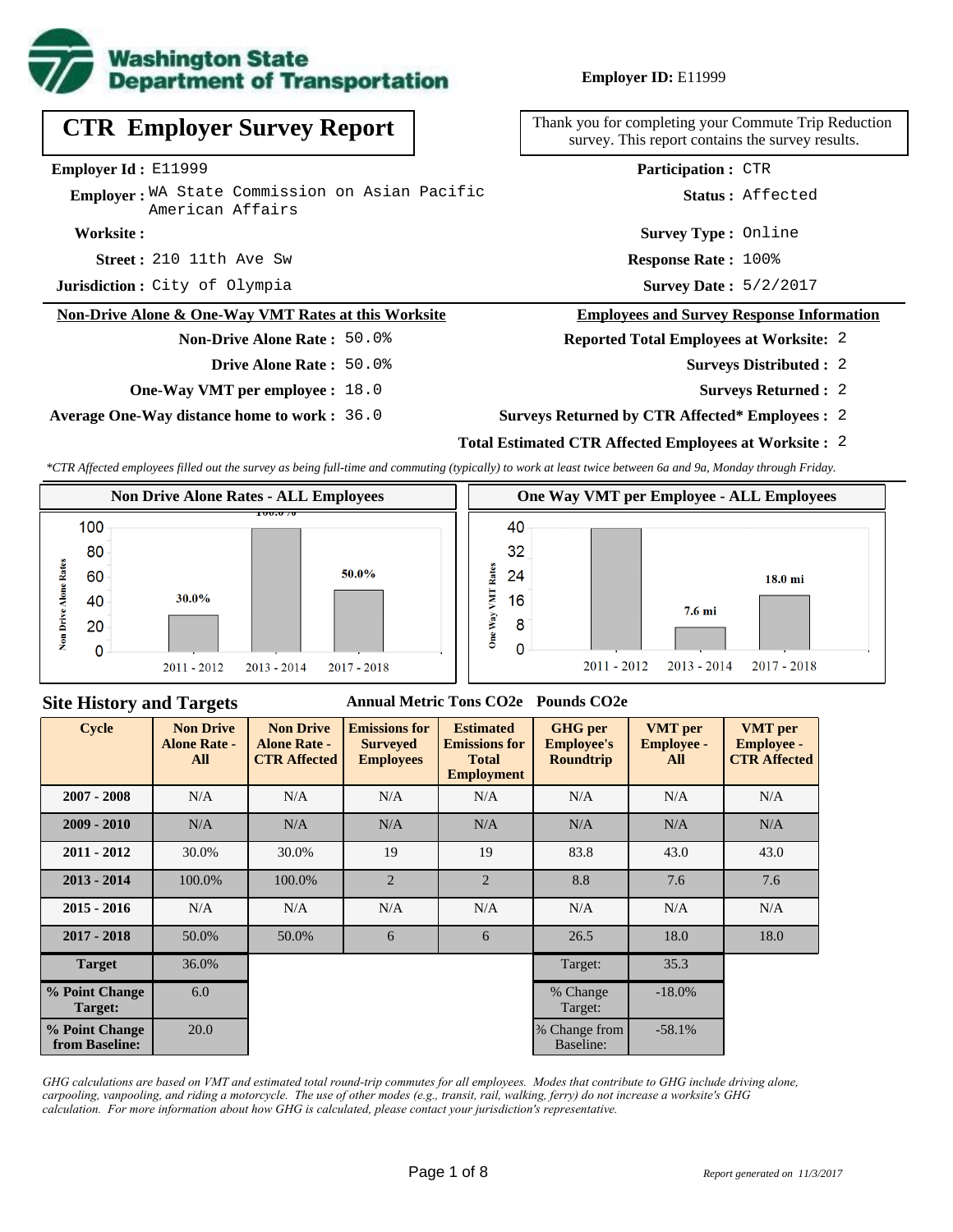**Washington State Department of Transportation**

**Employer ID:** E11999

# CTR Employer Survey Report

Thank you for completing your Commute Trip Reduction survey. This report contains the survey results.

**Employer Id :** E11999

**Employer :** WA State Commission on Asian Pacific American Affairs

**Worksite :**

**Street :** 210 11th Ave Sw

**Jurisdiction :** City of Olympia

**Participation :** CTR

**Status :** Affected

**Survey Type :** Online

**Response Rate :** 100%

**Survey Date :** 5/2/2017

## Non-Drive Alone & One-Way VMT Rates at this Worksite

**Non-Drive Alone Rate :** 50.0%

**Drive Alone Rate :** 50.0%

**One-Way VMT per employee :** 18.0

**Average One-Way distance home to work :** 36.0

## Employees and Survey Response Information

**Reported Total Employees at Worksite:** 2

**Surveys Distributed :** 2

**Surveys Returned :** 2

**Surveys Returned by CTR Affected* Employees :** 2

**Total Estimated CTR Affected Employees at Worksite :** 2

*CTR Affected employees filled out the survey as being full-time and commuting (typically) to work at least twice between 6a and 9a, Monday through Friday.*

**Non Drive Alone Rates - ALL Employees**

| Cycle | Non Drive Alone Rate |
|---|---|
| 2011 - 2012 | 30.0% |
| 2013 - 2014 | 100.0% |
| 2017 - 2018 | 50.0% |

**One Way VMT per Employee - ALL Employees**

| Cycle | One Way VMT |
|---|---|
| 2011 - 2012 | 43.0 mi |
| 2013 - 2014 | 7.6 mi |
| 2017 - 2018 | 18.0 mi |

## Site History and Targets

Annual Metric Tons CO2e — Pounds CO2e

| Cycle | Non Drive Alone Rate - All | Non Drive Alone Rate - CTR Affected | Emissions for Surveyed Employees | Estimated Emissions for Total Employment | GHG per Employee's Roundtrip | VMT per Employee - All | VMT per Employee - CTR Affected |
|---|---|---|---|---|---|---|---|
| 2007 - 2008 | N/A | N/A | N/A | N/A | N/A | N/A | N/A |
| 2009 - 2010 | N/A | N/A | N/A | N/A | N/A | N/A | N/A |
| 2011 - 2012 | 30.0% | 30.0% | 19 | 19 | 83.8 | 43.0 | 43.0 |
| 2013 - 2014 | 100.0% | 100.0% | 2 | 2 | 8.8 | 7.6 | 7.6 |
| 2015 - 2016 | N/A | N/A | N/A | N/A | N/A | N/A | N/A |
| 2017 - 2018 | 50.0% | 50.0% | 6 | 6 | 26.5 | 18.0 | 18.0 |
| Target | 36.0% | | | | Target: | 35.3 | |
| % Point Change Target: | 6.0 | | | | % Change Target: | -18.0% | |
| % Point Change from Baseline: | 20.0 | | | | % Change from Baseline: | -58.1% | |

*GHG calculations are based on VMT and estimated total round-trip commutes for all employees. Modes that contribute to GHG include driving alone, carpooling, vanpooling, and riding a motorcycle. The use of other modes (e.g., transit, rail, walking, ferry) do not increase a worksite's GHG calculation. For more information about how GHG is calculated, please contact your jurisdiction's representative.*

*Report generated on 11/3/2017*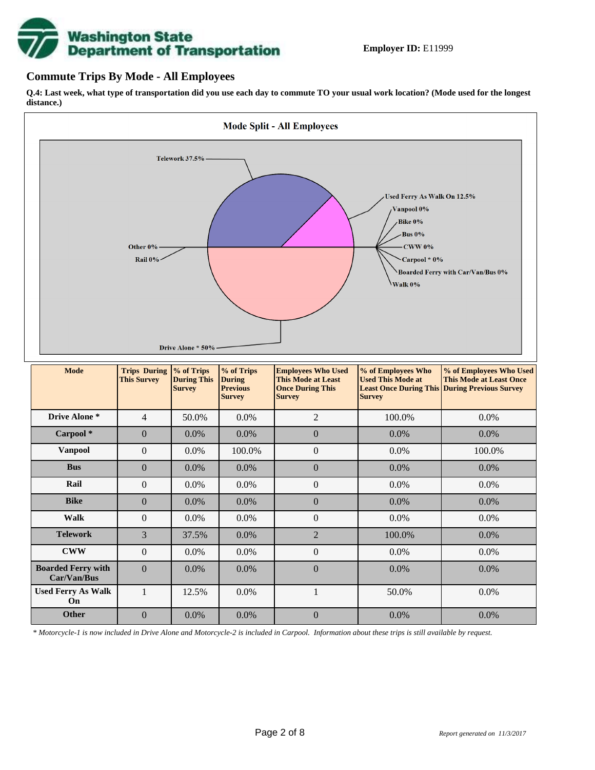**Employer ID:** E11999

## Commute Trips By Mode - All Employees

**Q.4: Last week, what type of transportation did you use each day to commute TO your usual work location? (Mode used for the longest distance.)**

**Mode Split - All Employees**

Telework 37.5%
Used Ferry As Walk On 12.5%
Vanpool 0%
Bike 0%
Bus 0%
CWW 0%
Carpool * 0%
Boarded Ferry with Car/Van/Bus 0%
Walk 0%
Other 0%
Rail 0%
Drive Alone * 50%

| Mode | Trips During This Survey | % of Trips During This Survey | % of Trips During Previous Survey | Employees Who Used This Mode at Least Once During This Survey | % of Employees Who Used This Mode at Least Once During This Survey | % of Employees Who Used This Mode at Least Once During Previous Survey |
|---|---|---|---|---|---|---|
| **Drive Alone *** | 4 | 50.0% | 0.0% | 2 | 100.0% | 0.0% |
| **Carpool *** | 0 | 0.0% | 0.0% | 0 | 0.0% | 0.0% |
| **Vanpool** | 0 | 0.0% | 100.0% | 0 | 0.0% | 100.0% |
| **Bus** | 0 | 0.0% | 0.0% | 0 | 0.0% | 0.0% |
| **Rail** | 0 | 0.0% | 0.0% | 0 | 0.0% | 0.0% |
| **Bike** | 0 | 0.0% | 0.0% | 0 | 0.0% | 0.0% |
| **Walk** | 0 | 0.0% | 0.0% | 0 | 0.0% | 0.0% |
| **Telework** | 3 | 37.5% | 0.0% | 2 | 100.0% | 0.0% |
| **CWW** | 0 | 0.0% | 0.0% | 0 | 0.0% | 0.0% |
| **Boarded Ferry with Car/Van/Bus** | 0 | 0.0% | 0.0% | 0 | 0.0% | 0.0% |
| **Used Ferry As Walk On** | 1 | 12.5% | 0.0% | 1 | 50.0% | 0.0% |
| **Other** | 0 | 0.0% | 0.0% | 0 | 0.0% | 0.0% |

*\* Motorcycle-1 is now included in Drive Alone and Motorcycle-2 is included in Carpool. Information about these trips is still available by request.*

*Report generated on 11/3/2017*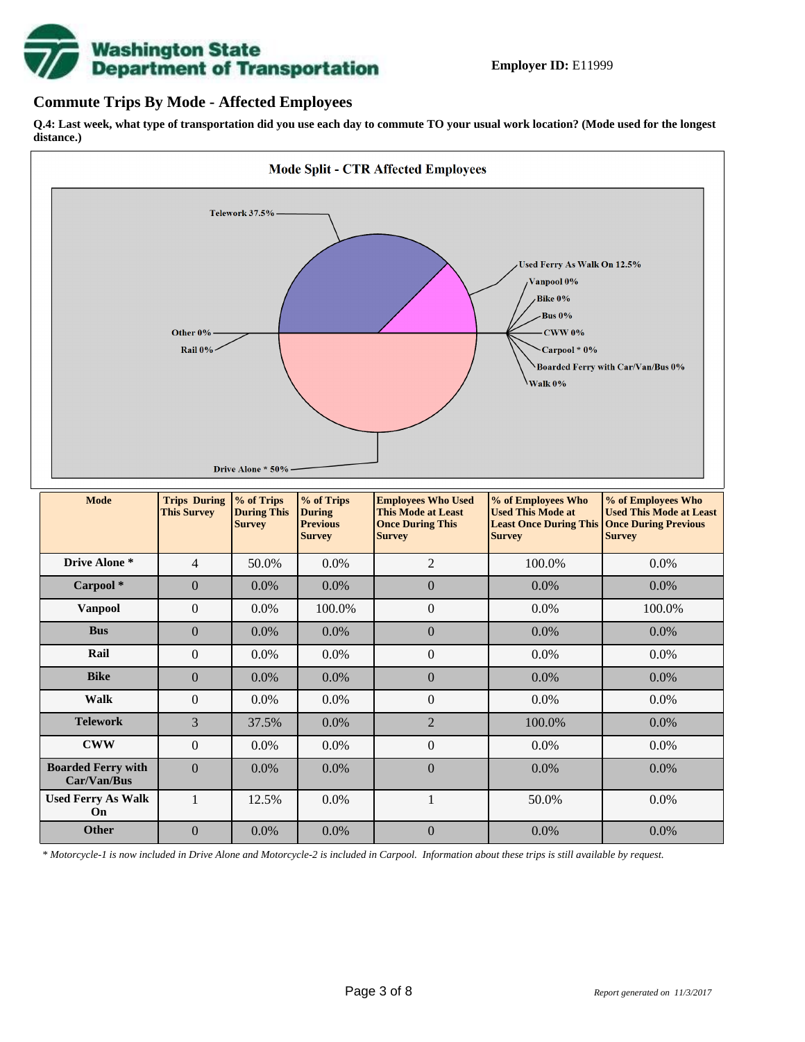**Employer ID:** E11999

## Commute Trips By Mode - Affected Employees

**Q.4: Last week, what type of transportation did you use each day to commute TO your usual work location? (Mode used for the longest distance.)**

**Mode Split - CTR Affected Employees**

Telework 37.5%
Used Ferry As Walk On 12.5%
Vanpool 0%
Bike 0%
Bus 0%
CWW 0%
Carpool * 0%
Boarded Ferry with Car/Van/Bus 0%
Walk 0%
Other 0%
Rail 0%
Drive Alone * 50%

| Mode | Trips During This Survey | % of Trips During This Survey | % of Trips During Previous Survey | Employees Who Used This Mode at Least Once During This Survey | % of Employees Who Used This Mode at Least Once During This Survey | % of Employees Who Used This Mode at Least Once During Previous Survey |
|---|---|---|---|---|---|---|
| Drive Alone * | 4 | 50.0% | 0.0% | 2 | 100.0% | 0.0% |
| Carpool * | 0 | 0.0% | 0.0% | 0 | 0.0% | 0.0% |
| Vanpool | 0 | 0.0% | 100.0% | 0 | 0.0% | 100.0% |
| Bus | 0 | 0.0% | 0.0% | 0 | 0.0% | 0.0% |
| Rail | 0 | 0.0% | 0.0% | 0 | 0.0% | 0.0% |
| Bike | 0 | 0.0% | 0.0% | 0 | 0.0% | 0.0% |
| Walk | 0 | 0.0% | 0.0% | 0 | 0.0% | 0.0% |
| Telework | 3 | 37.5% | 0.0% | 2 | 100.0% | 0.0% |
| CWW | 0 | 0.0% | 0.0% | 0 | 0.0% | 0.0% |
| Boarded Ferry with Car/Van/Bus | 0 | 0.0% | 0.0% | 0 | 0.0% | 0.0% |
| Used Ferry As Walk On | 1 | 12.5% | 0.0% | 1 | 50.0% | 0.0% |
| Other | 0 | 0.0% | 0.0% | 0 | 0.0% | 0.0% |

*\* Motorcycle-1 is now included in Drive Alone and Motorcycle-2 is included in Carpool. Information about these trips is still available by request.*

*Report generated on 11/3/2017*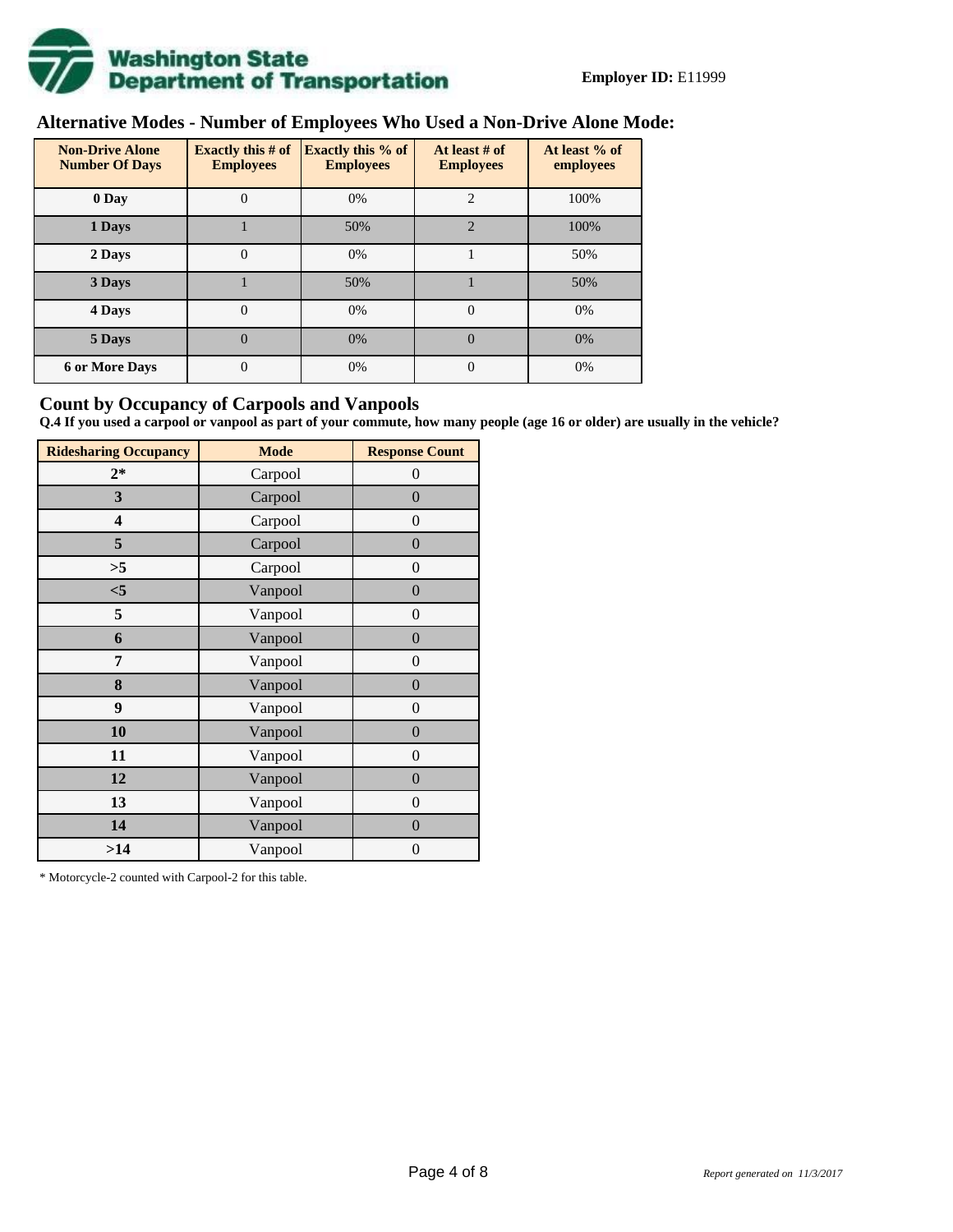**Employer ID:** E11999

## Alternative Modes - Number of Employees Who Used a Non-Drive Alone Mode:

| Non-Drive Alone Number Of Days | Exactly this # of Employees | Exactly this % of Employees | At least # of Employees | At least % of employees |
|---|---|---|---|---|
| 0 Day | 0 | 0% | 2 | 100% |
| 1 Days | 1 | 50% | 2 | 100% |
| 2 Days | 0 | 0% | 1 | 50% |
| 3 Days | 1 | 50% | 1 | 50% |
| 4 Days | 0 | 0% | 0 | 0% |
| 5 Days | 0 | 0% | 0 | 0% |
| 6 or More Days | 0 | 0% | 0 | 0% |

## Count by Occupancy of Carpools and Vanpools

**Q.4 If you used a carpool or vanpool as part of your commute, how many people (age 16 or older) are usually in the vehicle?**

| Ridesharing Occupancy | Mode | Response Count |
|---|---|---|
| 2* | Carpool | 0 |
| 3 | Carpool | 0 |
| 4 | Carpool | 0 |
| 5 | Carpool | 0 |
| >5 | Carpool | 0 |
| <5 | Vanpool | 0 |
| 5 | Vanpool | 0 |
| 6 | Vanpool | 0 |
| 7 | Vanpool | 0 |
| 8 | Vanpool | 0 |
| 9 | Vanpool | 0 |
| 10 | Vanpool | 0 |
| 11 | Vanpool | 0 |
| 12 | Vanpool | 0 |
| 13 | Vanpool | 0 |
| 14 | Vanpool | 0 |
| >14 | Vanpool | 0 |

* Motorcycle-2 counted with Carpool-2 for this table.

*Report generated on 11/3/2017*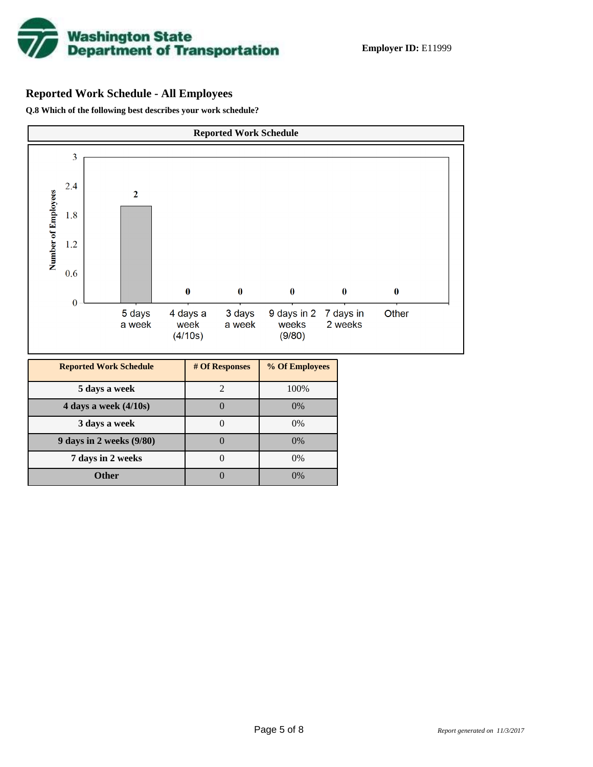**Employer ID:** E11999

## Reported Work Schedule - All Employees

**Q.8 Which of the following best describes your work schedule?**

**Reported Work Schedule**

| Reported Work Schedule | # Of Responses | % Of Employees |
| --- | --- | --- |
| 5 days a week | 2 | 100% |
| 4 days a week (4/10s) | 0 | 0% |
| 3 days a week | 0 | 0% |
| 9 days in 2 weeks (9/80) | 0 | 0% |
| 7 days in 2 weeks | 0 | 0% |
| Other | 0 | 0% |

*Report generated on 11/3/2017*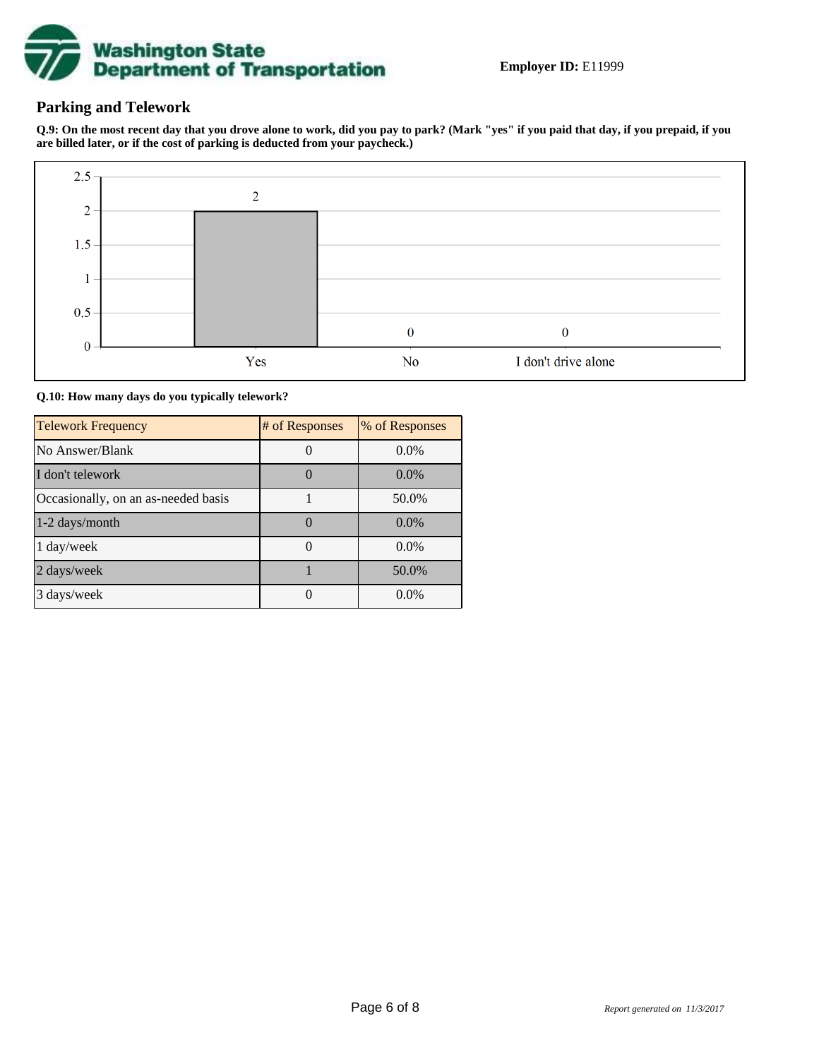**Employer ID:** E11999

## Parking and Telework

**Q.9: On the most recent day that you drove alone to work, did you pay to park? (Mark "yes" if you paid that day, if you prepaid, if you are billed later, or if the cost of parking is deducted from your paycheck.)**

| Response | Count |
|---|---|
| Yes | 2 |
| No | 0 |
| I don't drive alone | 0 |

**Q.10: How many days do you typically telework?**

| Telework Frequency | # of Responses | % of Responses |
|---|---|---|
| No Answer/Blank | 0 | 0.0% |
| I don't telework | 0 | 0.0% |
| Occasionally, on an as-needed basis | 1 | 50.0% |
| 1-2 days/month | 0 | 0.0% |
| 1 day/week | 0 | 0.0% |
| 2 days/week | 1 | 50.0% |
| 3 days/week | 0 | 0.0% |

*Report generated on 11/3/2017*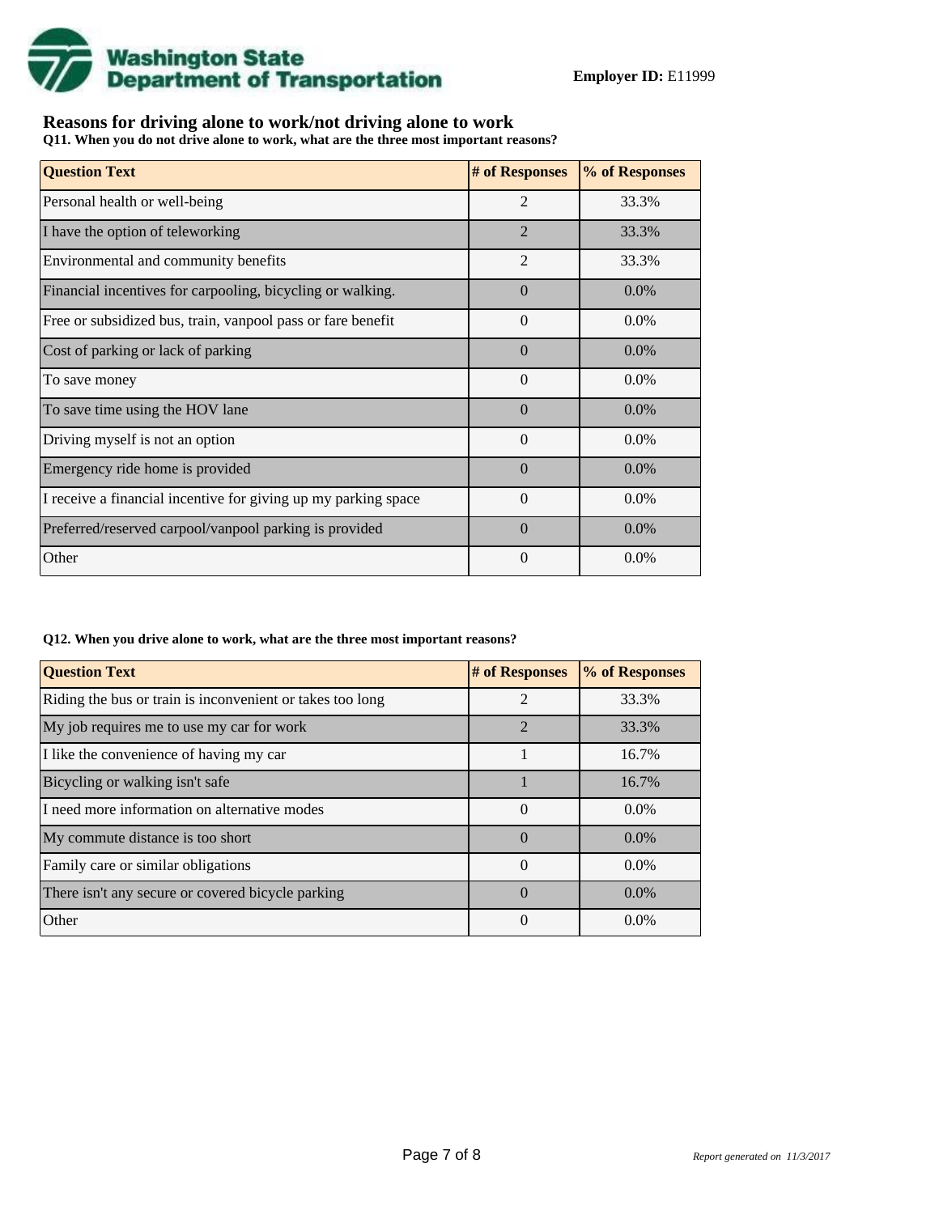**Employer ID:** E11999

## Reasons for driving alone to work/not driving alone to work

**Q11. When you do not drive alone to work, what are the three most important reasons?**

| Question Text | # of Responses | % of Responses |
|---|---|---|
| Personal health or well-being | 2 | 33.3% |
| I have the option of teleworking | 2 | 33.3% |
| Environmental and community benefits | 2 | 33.3% |
| Financial incentives for carpooling, bicycling or walking. | 0 | 0.0% |
| Free or subsidized bus, train, vanpool pass or fare benefit | 0 | 0.0% |
| Cost of parking or lack of parking | 0 | 0.0% |
| To save money | 0 | 0.0% |
| To save time using the HOV lane | 0 | 0.0% |
| Driving myself is not an option | 0 | 0.0% |
| Emergency ride home is provided | 0 | 0.0% |
| I receive a financial incentive for giving up my parking space | 0 | 0.0% |
| Preferred/reserved carpool/vanpool parking is provided | 0 | 0.0% |
| Other | 0 | 0.0% |

**Q12. When you drive alone to work, what are the three most important reasons?**

| Question Text | # of Responses | % of Responses |
|---|---|---|
| Riding the bus or train is inconvenient or takes too long | 2 | 33.3% |
| My job requires me to use my car for work | 2 | 33.3% |
| I like the convenience of having my car | 1 | 16.7% |
| Bicycling or walking isn't safe | 1 | 16.7% |
| I need more information on alternative modes | 0 | 0.0% |
| My commute distance is too short | 0 | 0.0% |
| Family care or similar obligations | 0 | 0.0% |
| There isn't any secure or covered bicycle parking | 0 | 0.0% |
| Other | 0 | 0.0% |

*Report generated on 11/3/2017*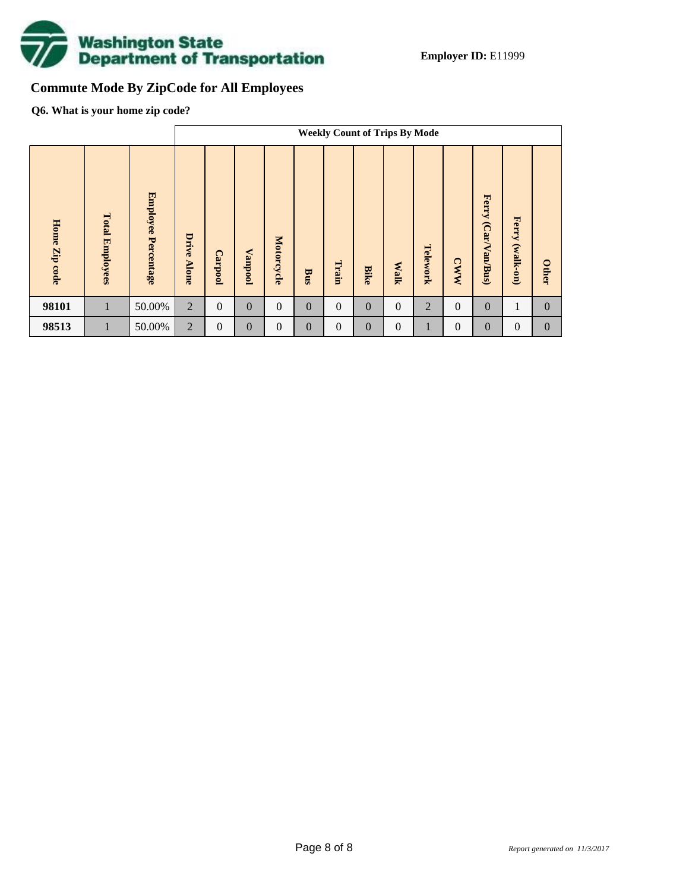**Employer ID:** E11999

## Commute Mode By ZipCode for All Employees

**Q6. What is your home zip code?**

| | | | Weekly Count of Trips By Mode | | | | | | | | | | | | | |
|---|---|---|---|---|---|---|---|---|---|---|---|---|---|---|---|---|
| **Home Zip code** | **Total Employees** | **Employee Percentage** | **Drive Alone** | **Carpool** | **Vanpool** | **Motorcycle** | **Bus** | **Train** | **Bike** | **Walk** | **Telework** | **CWW** | **Ferry (Car/Van/Bus)** | **Ferry (walk-on)** | **Other** |
| **98101** | 1 | 50.00% | 2 | 0 | 0 | 0 | 0 | 0 | 0 | 0 | 2 | 0 | 0 | 1 | 0 |
| **98513** | 1 | 50.00% | 2 | 0 | 0 | 0 | 0 | 0 | 0 | 0 | 1 | 0 | 0 | 0 | 0 |

*Report generated on 11/3/2017*